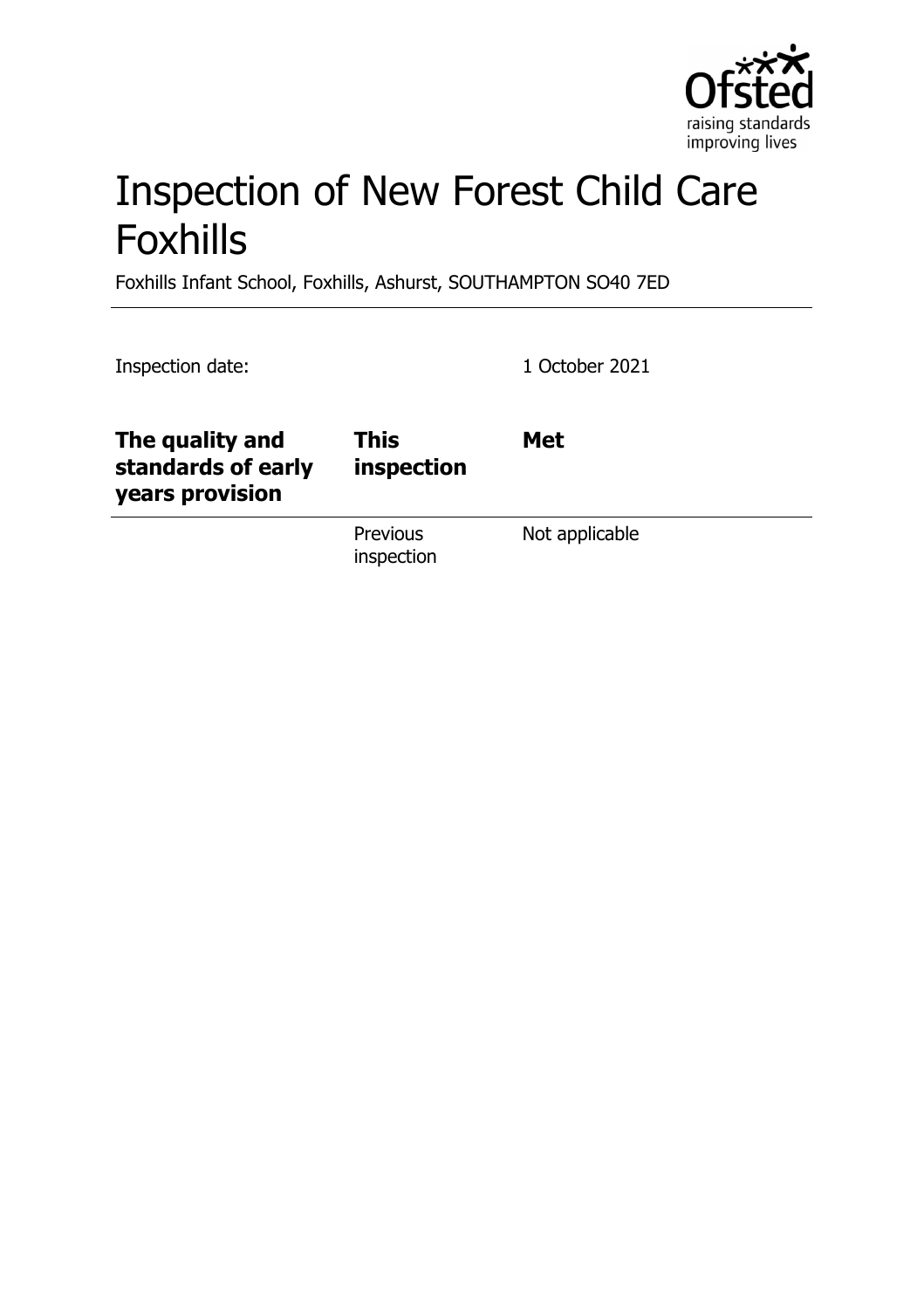# Inspection of New Forest Child Care Foxhills

Foxhills Infant School, Foxhills, Ashurst, SOUTHAMPTON SO40 7ED

Inspection date: 1 October 2021

| The quality and standards of early years provision | This inspection | Met |
|---|---|---|
| | Previous inspection | Not applicable |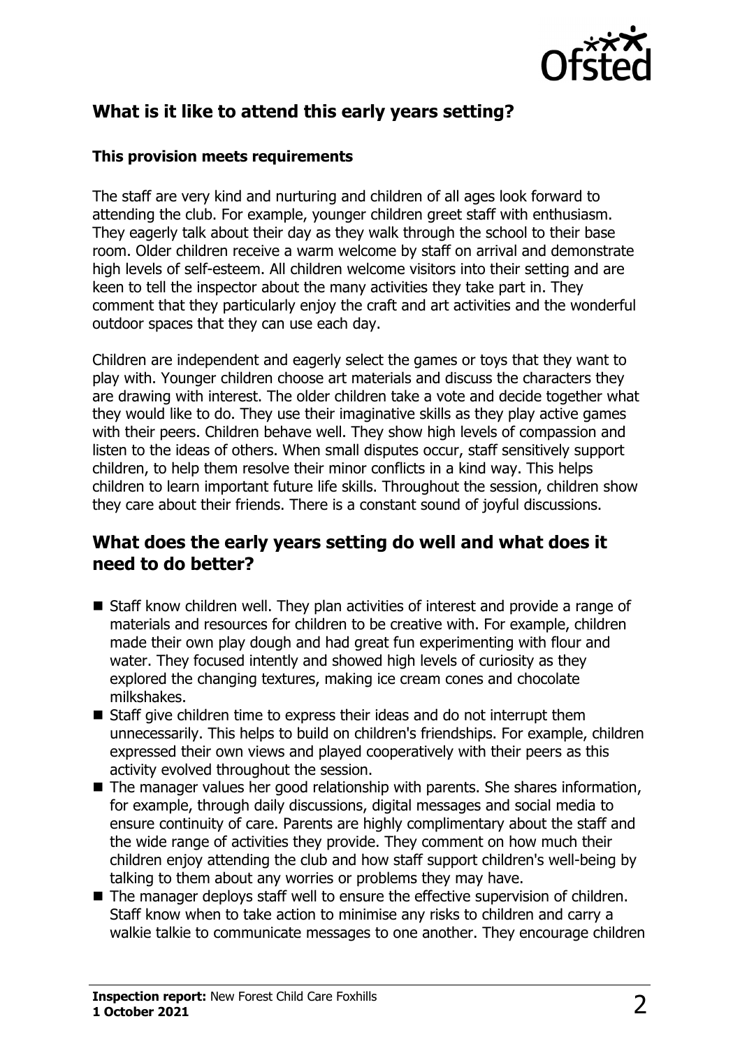## What is it like to attend this early years setting?

### This provision meets requirements

The staff are very kind and nurturing and children of all ages look forward to attending the club. For example, younger children greet staff with enthusiasm. They eagerly talk about their day as they walk through the school to their base room. Older children receive a warm welcome by staff on arrival and demonstrate high levels of self-esteem. All children welcome visitors into their setting and are keen to tell the inspector about the many activities they take part in. They comment that they particularly enjoy the craft and art activities and the wonderful outdoor spaces that they can use each day.

Children are independent and eagerly select the games or toys that they want to play with. Younger children choose art materials and discuss the characters they are drawing with interest. The older children take a vote and decide together what they would like to do. They use their imaginative skills as they play active games with their peers. Children behave well. They show high levels of compassion and listen to the ideas of others. When small disputes occur, staff sensitively support children, to help them resolve their minor conflicts in a kind way. This helps children to learn important future life skills. Throughout the session, children show they care about their friends. There is a constant sound of joyful discussions.

## What does the early years setting do well and what does it need to do better?

- Staff know children well. They plan activities of interest and provide a range of materials and resources for children to be creative with. For example, children made their own play dough and had great fun experimenting with flour and water. They focused intently and showed high levels of curiosity as they explored the changing textures, making ice cream cones and chocolate milkshakes.
- Staff give children time to express their ideas and do not interrupt them unnecessarily. This helps to build on children's friendships. For example, children expressed their own views and played cooperatively with their peers as this activity evolved throughout the session.
- The manager values her good relationship with parents. She shares information, for example, through daily discussions, digital messages and social media to ensure continuity of care. Parents are highly complimentary about the staff and the wide range of activities they provide. They comment on how much their children enjoy attending the club and how staff support children's well-being by talking to them about any worries or problems they may have.
- The manager deploys staff well to ensure the effective supervision of children. Staff know when to take action to minimise any risks to children and carry a walkie talkie to communicate messages to one another. They encourage children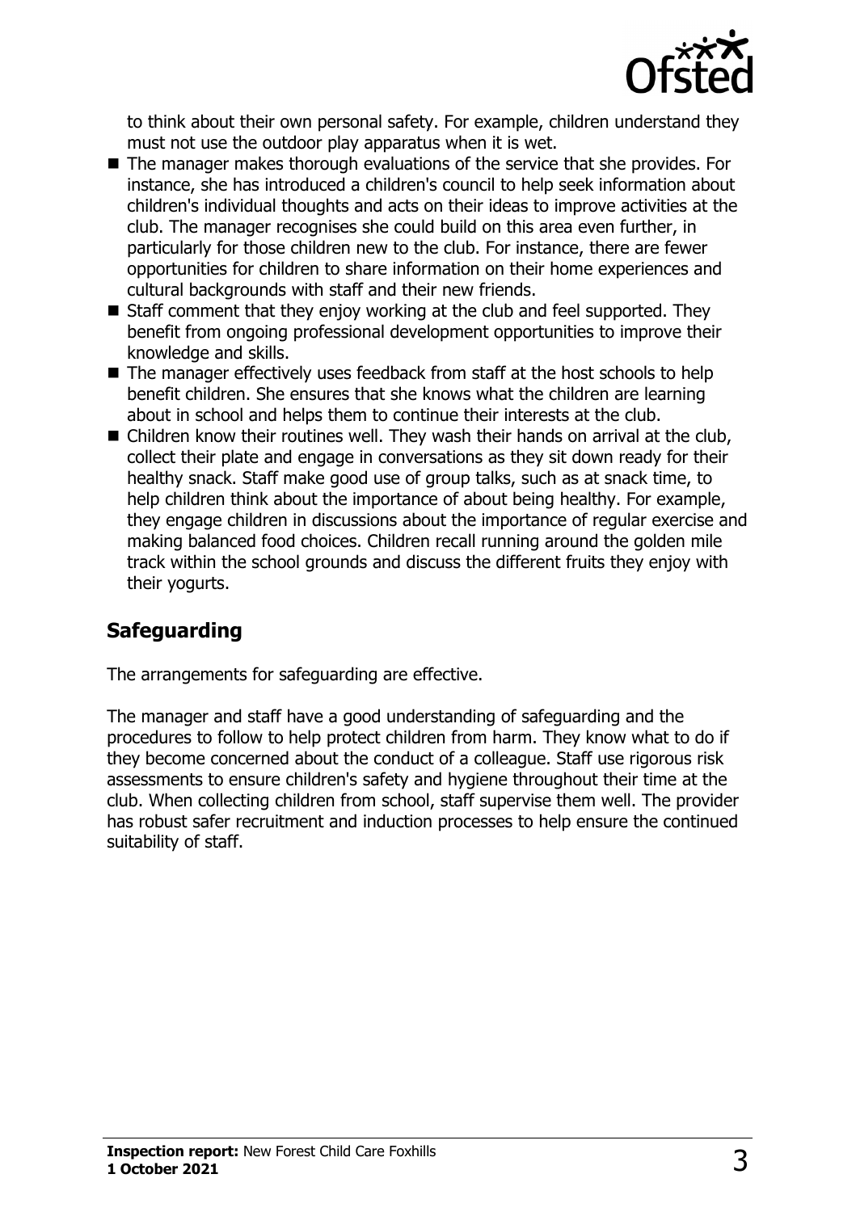to think about their own personal safety. For example, children understand they must not use the outdoor play apparatus when it is wet.

- The manager makes thorough evaluations of the service that she provides. For instance, she has introduced a children's council to help seek information about children's individual thoughts and acts on their ideas to improve activities at the club. The manager recognises she could build on this area even further, in particularly for those children new to the club. For instance, there are fewer opportunities for children to share information on their home experiences and cultural backgrounds with staff and their new friends.
- Staff comment that they enjoy working at the club and feel supported. They benefit from ongoing professional development opportunities to improve their knowledge and skills.
- The manager effectively uses feedback from staff at the host schools to help benefit children. She ensures that she knows what the children are learning about in school and helps them to continue their interests at the club.
- Children know their routines well. They wash their hands on arrival at the club, collect their plate and engage in conversations as they sit down ready for their healthy snack. Staff make good use of group talks, such as at snack time, to help children think about the importance of about being healthy. For example, they engage children in discussions about the importance of regular exercise and making balanced food choices. Children recall running around the golden mile track within the school grounds and discuss the different fruits they enjoy with their yogurts.

## Safeguarding

The arrangements for safeguarding are effective.

The manager and staff have a good understanding of safeguarding and the procedures to follow to help protect children from harm. They know what to do if they become concerned about the conduct of a colleague. Staff use rigorous risk assessments to ensure children's safety and hygiene throughout their time at the club. When collecting children from school, staff supervise them well. The provider has robust safer recruitment and induction processes to help ensure the continued suitability of staff.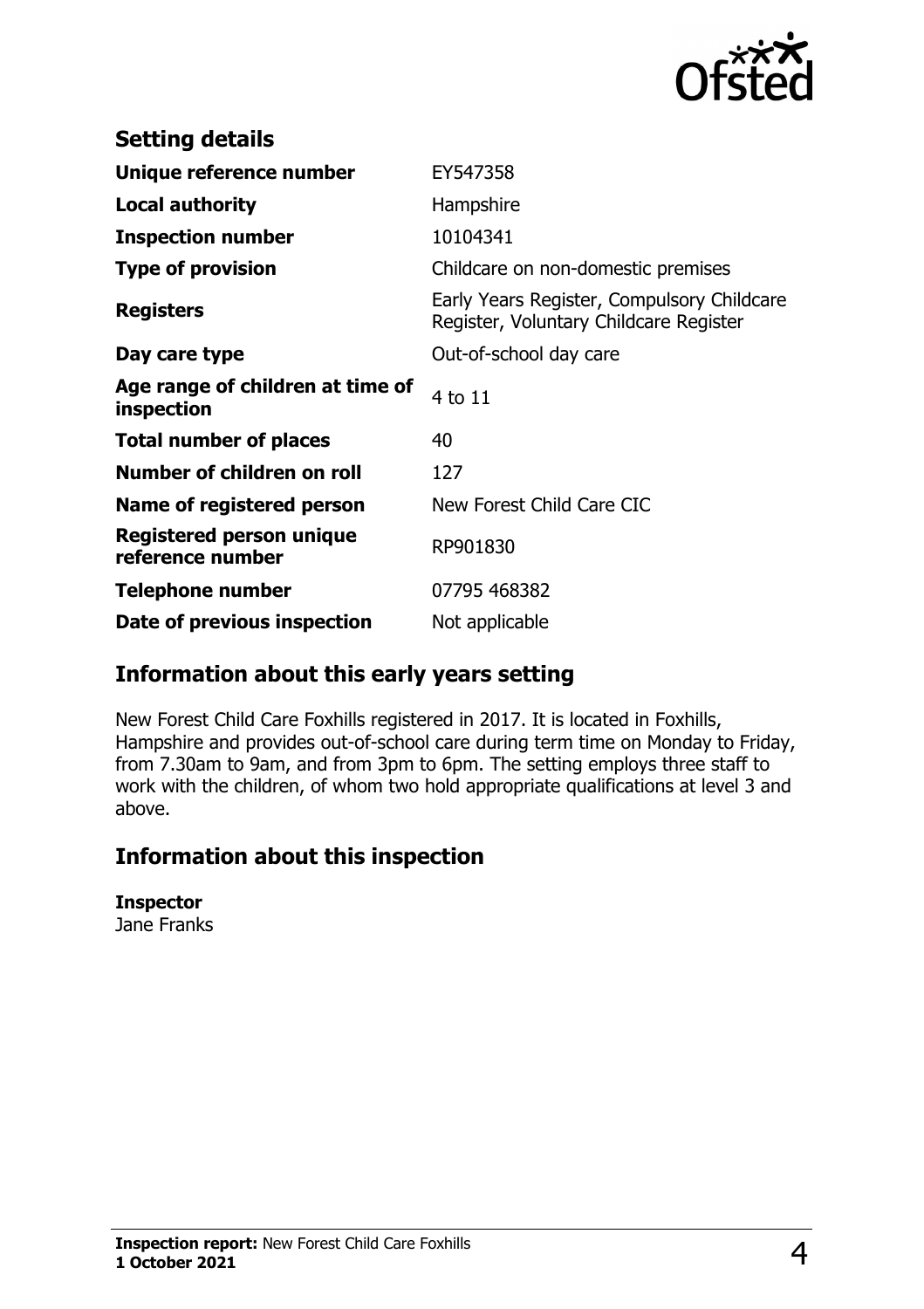## Setting details

| | |
|---|---|
| **Unique reference number** | EY547358 |
| **Local authority** | Hampshire |
| **Inspection number** | 10104341 |
| **Type of provision** | Childcare on non-domestic premises |
| **Registers** | Early Years Register, Compulsory Childcare Register, Voluntary Childcare Register |
| **Day care type** | Out-of-school day care |
| **Age range of children at time of inspection** | 4 to 11 |
| **Total number of places** | 40 |
| **Number of children on roll** | 127 |
| **Name of registered person** | New Forest Child Care CIC |
| **Registered person unique reference number** | RP901830 |
| **Telephone number** | 07795 468382 |
| **Date of previous inspection** | Not applicable |

## Information about this early years setting

New Forest Child Care Foxhills registered in 2017. It is located in Foxhills, Hampshire and provides out-of-school care during term time on Monday to Friday, from 7.30am to 9am, and from 3pm to 6pm. The setting employs three staff to work with the children, of whom two hold appropriate qualifications at level 3 and above.

## Information about this inspection

**Inspector**
Jane Franks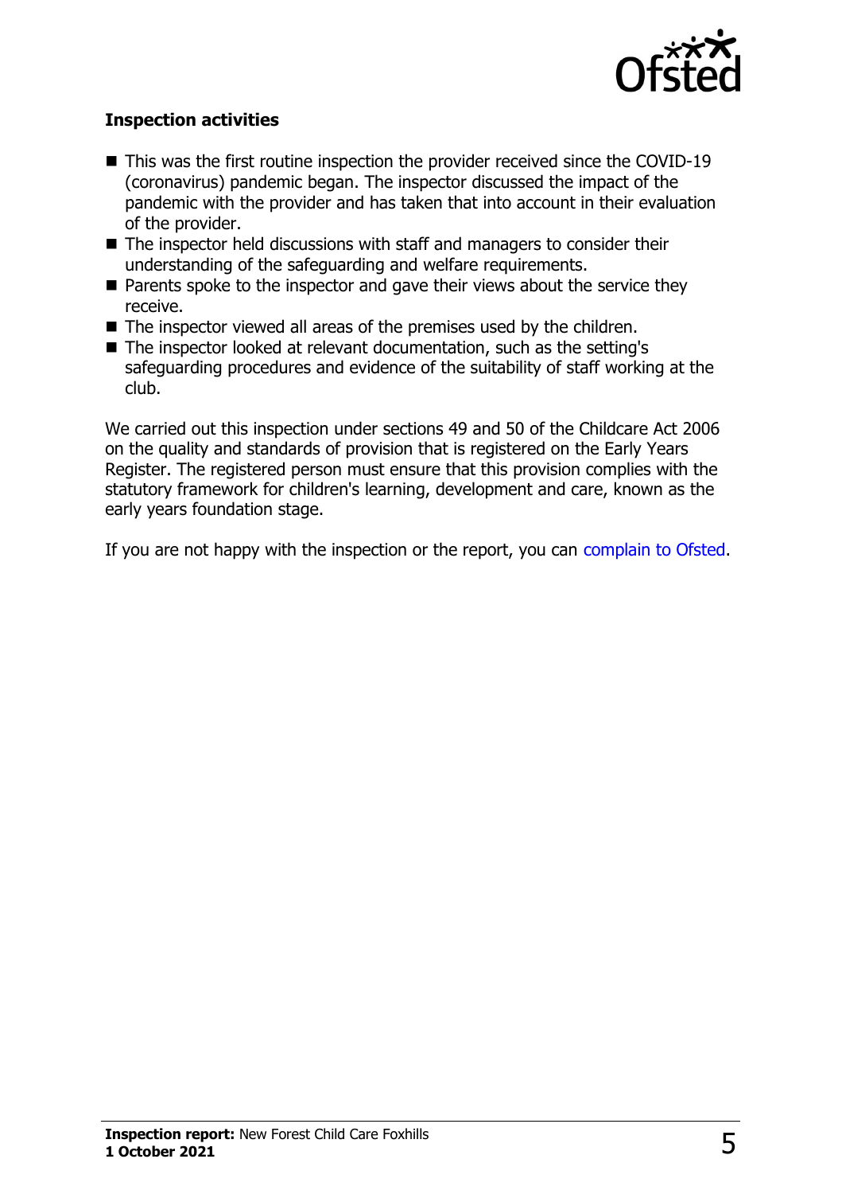### Inspection activities

- This was the first routine inspection the provider received since the COVID-19 (coronavirus) pandemic began. The inspector discussed the impact of the pandemic with the provider and has taken that into account in their evaluation of the provider.
- The inspector held discussions with staff and managers to consider their understanding of the safeguarding and welfare requirements.
- Parents spoke to the inspector and gave their views about the service they receive.
- The inspector viewed all areas of the premises used by the children.
- The inspector looked at relevant documentation, such as the setting's safeguarding procedures and evidence of the suitability of staff working at the club.

We carried out this inspection under sections 49 and 50 of the Childcare Act 2006 on the quality and standards of provision that is registered on the Early Years Register. The registered person must ensure that this provision complies with the statutory framework for children's learning, development and care, known as the early years foundation stage.

If you are not happy with the inspection or the report, you can complain to Ofsted.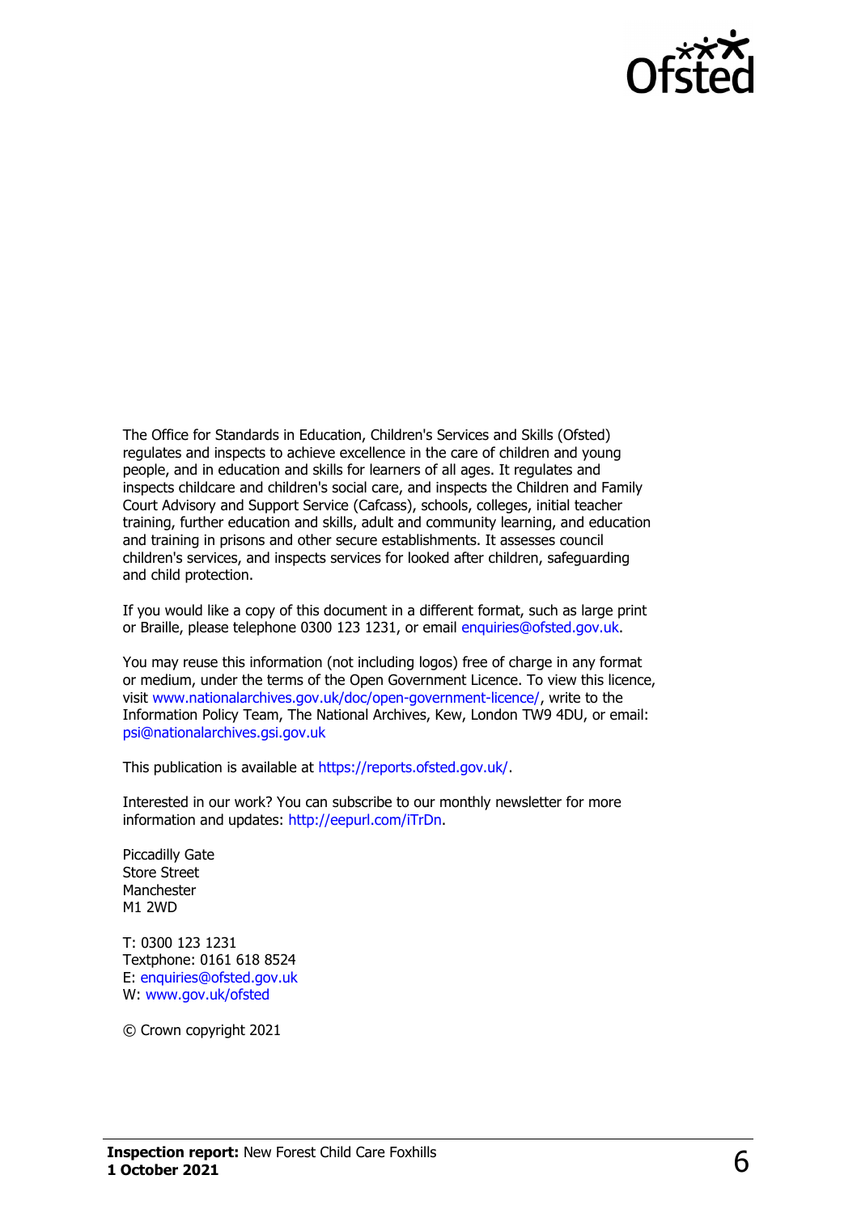The Office for Standards in Education, Children's Services and Skills (Ofsted) regulates and inspects to achieve excellence in the care of children and young people, and in education and skills for learners of all ages. It regulates and inspects childcare and children's social care, and inspects the Children and Family Court Advisory and Support Service (Cafcass), schools, colleges, initial teacher training, further education and skills, adult and community learning, and education and training in prisons and other secure establishments. It assesses council children's services, and inspects services for looked after children, safeguarding and child protection.

If you would like a copy of this document in a different format, such as large print or Braille, please telephone 0300 123 1231, or email enquiries@ofsted.gov.uk.

You may reuse this information (not including logos) free of charge in any format or medium, under the terms of the Open Government Licence. To view this licence, visit www.nationalarchives.gov.uk/doc/open-government-licence/, write to the Information Policy Team, The National Archives, Kew, London TW9 4DU, or email: psi@nationalarchives.gsi.gov.uk

This publication is available at https://reports.ofsted.gov.uk/.

Interested in our work? You can subscribe to our monthly newsletter for more information and updates: http://eepurl.com/iTrDn.

Piccadilly Gate
Store Street
Manchester
M1 2WD

T: 0300 123 1231
Textphone: 0161 618 8524
E: enquiries@ofsted.gov.uk
W: www.gov.uk/ofsted

© Crown copyright 2021